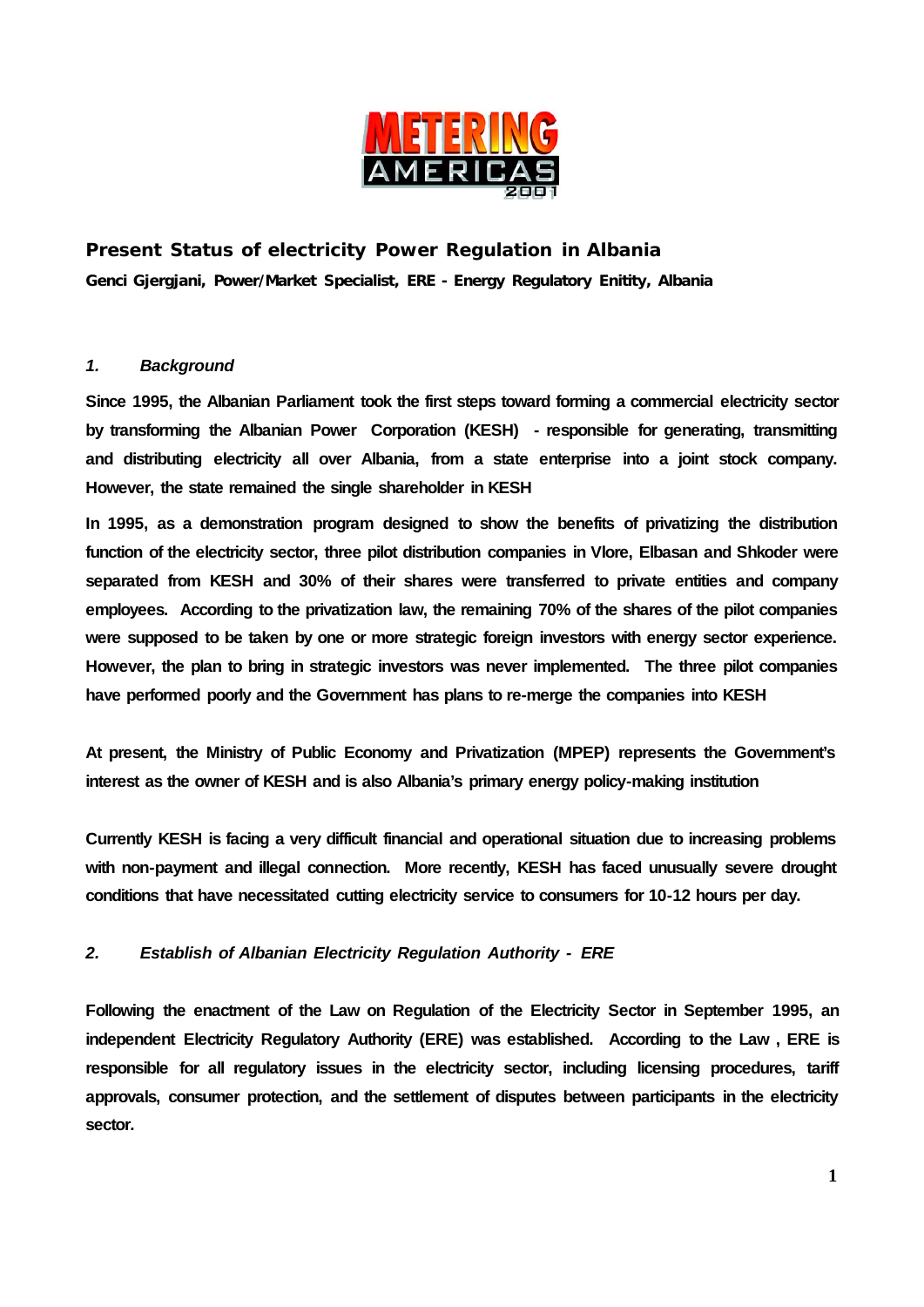METERING AMERICAS 2001

# Present Status of electricity Power Regulation in Albania

**Genci Gjergjani, Power/Market Specialist, ERE - Energy Regulatory Enitity, Albania**

## *1. Background*

**Since 1995, the Albanian Parliament took the first steps toward forming a commercial electricity sector by transforming the Albanian Power Corporation (KESH) - responsible for generating, transmitting and distributing electricity all over Albania, from a state enterprise into a joint stock company. However, the state remained the single shareholder in KESH**

**In 1995, as a demonstration program designed to show the benefits of privatizing the distribution function of the electricity sector, three pilot distribution companies in Vlore, Elbasan and Shkoder were separated from KESH and 30% of their shares were transferred to private entities and company employees. According to the privatization law, the remaining 70% of the shares of the pilot companies were supposed to be taken by one or more strategic foreign investors with energy sector experience. However, the plan to bring in strategic investors was never implemented. The three pilot companies have performed poorly and the Government has plans to re-merge the companies into KESH**

**At present, the Ministry of Public Economy and Privatization (MPEP) represents the Government's interest as the owner of KESH and is also Albania's primary energy policy-making institution**

**Currently KESH is facing a very difficult financial and operational situation due to increasing problems with non-payment and illegal connection. More recently, KESH has faced unusually severe drought conditions that have necessitated cutting electricity service to consumers for 10-12 hours per day.**

## *2. Establish of Albanian Electricity Regulation Authority - ERE*

**Following the enactment of the Law on Regulation of the Electricity Sector in September 1995, an independent Electricity Regulatory Authority (ERE) was established. According to the Law , ERE is responsible for all regulatory issues in the electricity sector, including licensing procedures, tariff approvals, consumer protection, and the settlement of disputes between participants in the electricity sector.**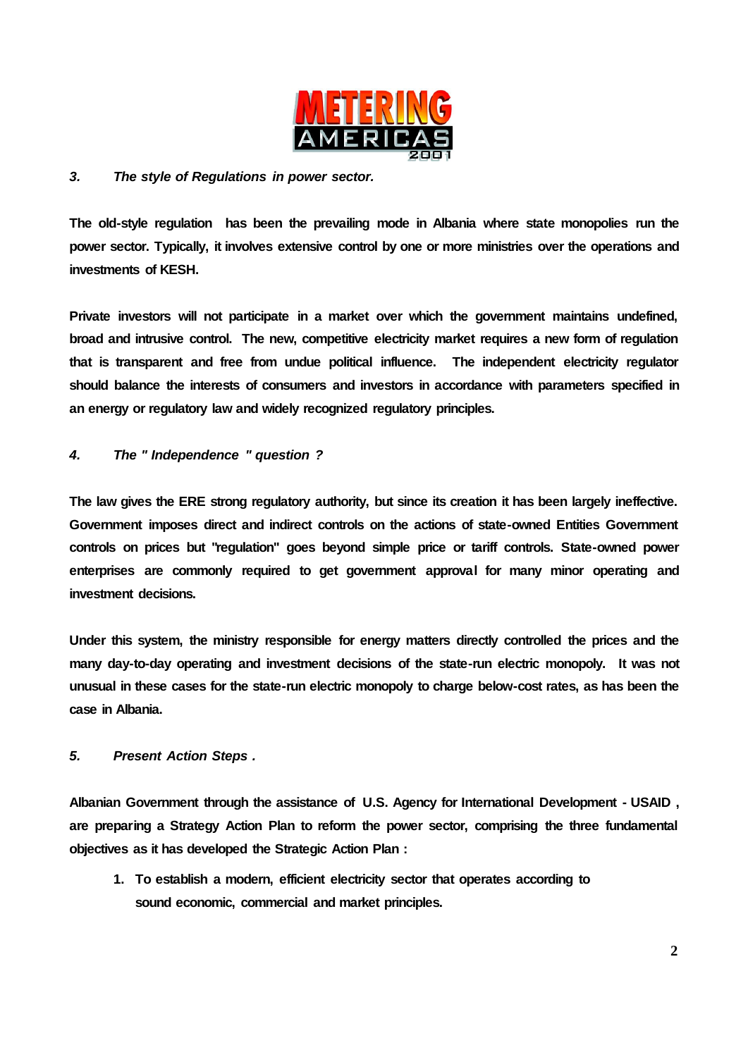### *3. The style of Regulations in power sector.*

**The old-style regulation has been the prevailing mode in Albania where state monopolies run the power sector. Typically, it involves extensive control by one or more ministries over the operations and investments of KESH.**

**Private investors will not participate in a market over which the government maintains undefined, broad and intrusive control. The new, competitive electricity market requires a new form of regulation that is transparent and free from undue political influence. The independent electricity regulator should balance the interests of consumers and investors in accordance with parameters specified in an energy or regulatory law and widely recognized regulatory principles.**

### *4. The " Independence " question ?*

**The law gives the ERE strong regulatory authority, but since its creation it has been largely ineffective. Government imposes direct and indirect controls on the actions of state-owned Entities Government controls on prices but "regulation" goes beyond simple price or tariff controls. State-owned power enterprises are commonly required to get government approval for many minor operating and investment decisions.**

**Under this system, the ministry responsible for energy matters directly controlled the prices and the many day-to-day operating and investment decisions of the state-run electric monopoly. It was not unusual in these cases for the state-run electric monopoly to charge below-cost rates, as has been the case in Albania.**

### *5. Present Action Steps .*

**Albanian Government through the assistance of U.S. Agency for International Development - USAID , are preparing a Strategy Action Plan to reform the power sector, comprising the three fundamental objectives as it has developed the Strategic Action Plan :**

1. **To establish a modern, efficient electricity sector that operates according to sound economic, commercial and market principles.**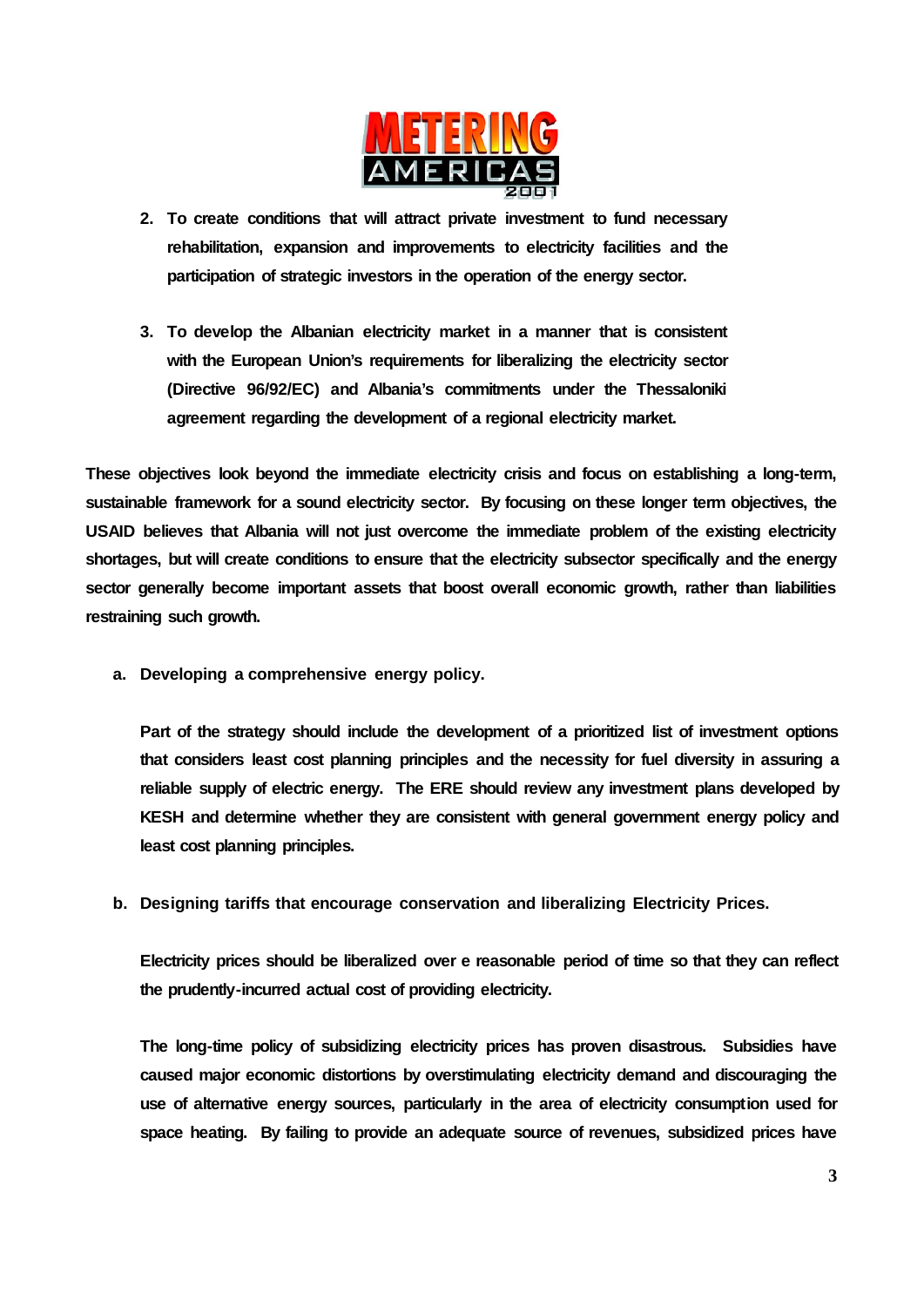2. **To create conditions that will attract private investment to fund necessary rehabilitation, expansion and improvements to electricity facilities and the participation of strategic investors in the operation of the energy sector.**

3. **To develop the Albanian electricity market in a manner that is consistent with the European Union's requirements for liberalizing the electricity sector (Directive 96/92/EC) and Albania's commitments under the Thessaloniki agreement regarding the development of a regional electricity market.**

**These objectives look beyond the immediate electricity crisis and focus on establishing a long-term, sustainable framework for a sound electricity sector. By focusing on these longer term objectives, the USAID believes that Albania will not just overcome the immediate problem of the existing electricity shortages, but will create conditions to ensure that the electricity subsector specifically and the energy sector generally become important assets that boost overall economic growth, rather than liabilities restraining such growth.**

a. **Developing a comprehensive energy policy.**

   **Part of the strategy should include the development of a prioritized list of investment options that considers least cost planning principles and the necessity for fuel diversity in assuring a reliable supply of electric energy. The ERE should review any investment plans developed by KESH and determine whether they are consistent with general government energy policy and least cost planning principles.**

b. **Designing tariffs that encourage conservation and liberalizing Electricity Prices.**

   **Electricity prices should be liberalized over e reasonable period of time so that they can reflect the prudently-incurred actual cost of providing electricity.**

   **The long-time policy of subsidizing electricity prices has proven disastrous. Subsidies have caused major economic distortions by overstimulating electricity demand and discouraging the use of alternative energy sources, particularly in the area of electricity consumption used for space heating. By failing to provide an adequate source of revenues, subsidized prices have**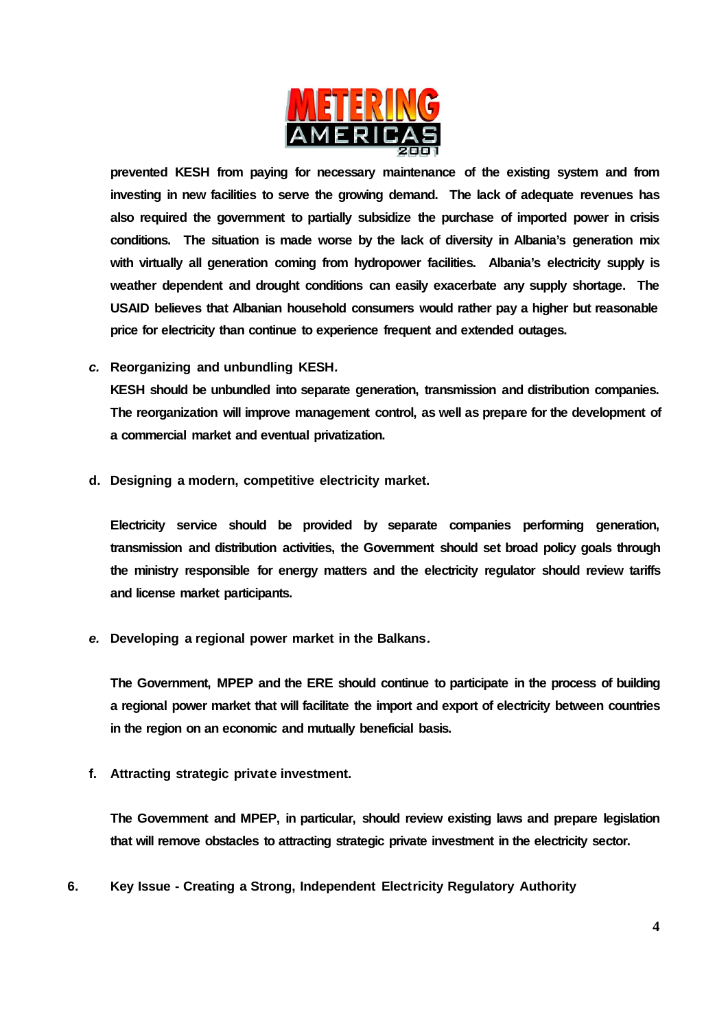prevented KESH from paying for necessary maintenance of the existing system and from investing in new facilities to serve the growing demand. The lack of adequate revenues has also required the government to partially subsidize the purchase of imported power in crisis conditions. The situation is made worse by the lack of diversity in Albania's generation mix with virtually all generation coming from hydropower facilities. Albania's electricity supply is weather dependent and drought conditions can easily exacerbate any supply shortage. The USAID believes that Albanian household consumers would rather pay a higher but reasonable price for electricity than continue to experience frequent and extended outages.

*c.* **Reorganizing and unbundling KESH.**

KESH should be unbundled into separate generation, transmission and distribution companies. The reorganization will improve management control, as well as prepare for the development of a commercial market and eventual privatization.

d. **Designing a modern, competitive electricity market.**

Electricity service should be provided by separate companies performing generation, transmission and distribution activities, the Government should set broad policy goals through the ministry responsible for energy matters and the electricity regulator should review tariffs and license market participants.

*e.* **Developing a regional power market in the Balkans.**

The Government, MPEP and the ERE should continue to participate in the process of building a regional power market that will facilitate the import and export of electricity between countries in the region on an economic and mutually beneficial basis.

f. **Attracting strategic private investment.**

The Government and MPEP, in particular, should review existing laws and prepare legislation that will remove obstacles to attracting strategic private investment in the electricity sector.

## 6. Key Issue - Creating a Strong, Independent Electricity Regulatory Authority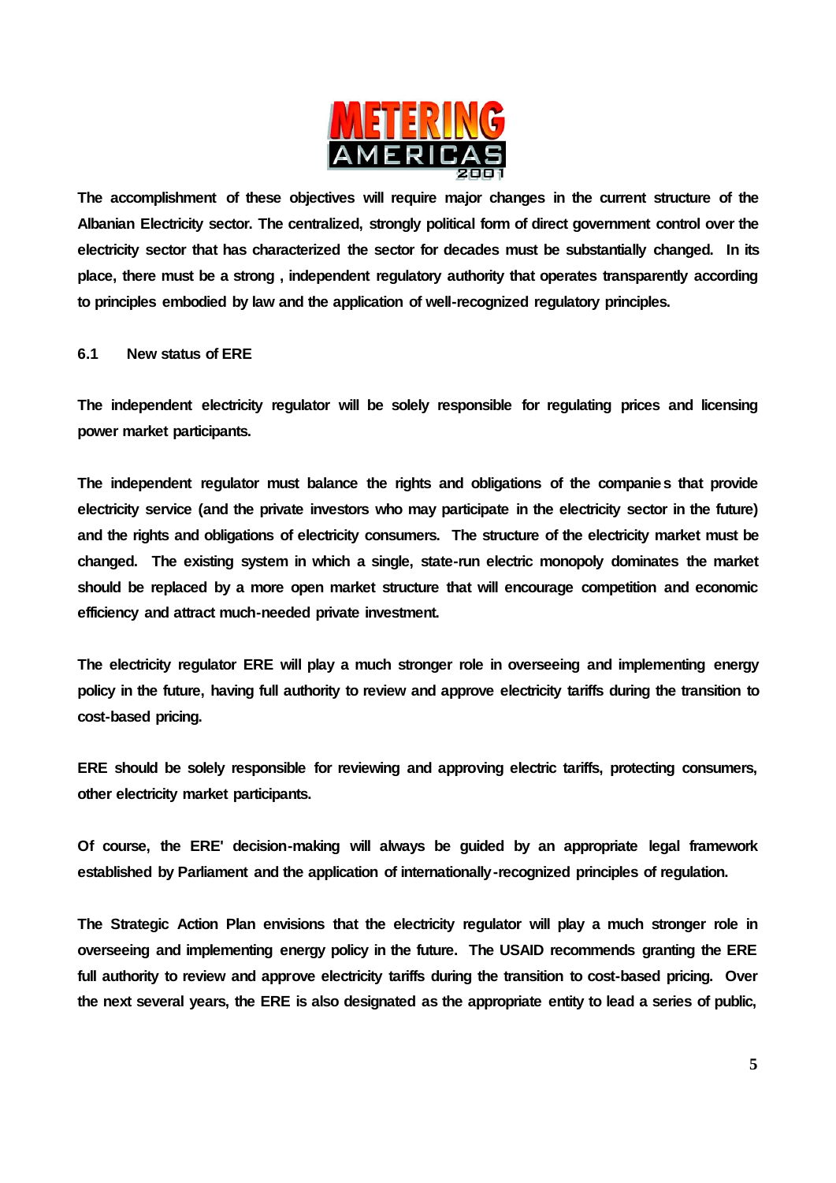**The accomplishment of these objectives will require major changes in the current structure of the Albanian Electricity sector. The centralized, strongly political form of direct government control over the electricity sector that has characterized the sector for decades must be substantially changed. In its place, there must be a strong , independent regulatory authority that operates transparently according to principles embodied by law and the application of well-recognized regulatory principles.**

### 6.1 New status of ERE

**The independent electricity regulator will be solely responsible for regulating prices and licensing power market participants.**

**The independent regulator must balance the rights and obligations of the companies that provide electricity service (and the private investors who may participate in the electricity sector in the future) and the rights and obligations of electricity consumers. The structure of the electricity market must be changed. The existing system in which a single, state-run electric monopoly dominates the market should be replaced by a more open market structure that will encourage competition and economic efficiency and attract much-needed private investment.**

**The electricity regulator ERE will play a much stronger role in overseeing and implementing energy policy in the future, having full authority to review and approve electricity tariffs during the transition to cost-based pricing.**

**ERE should be solely responsible for reviewing and approving electric tariffs, protecting consumers, other electricity market participants.**

**Of course, the ERE' decision-making will always be guided by an appropriate legal framework established by Parliament and the application of internationally-recognized principles of regulation.**

**The Strategic Action Plan envisions that the electricity regulator will play a much stronger role in overseeing and implementing energy policy in the future. The USAID recommends granting the ERE full authority to review and approve electricity tariffs during the transition to cost-based pricing. Over the next several years, the ERE is also designated as the appropriate entity to lead a series of public,**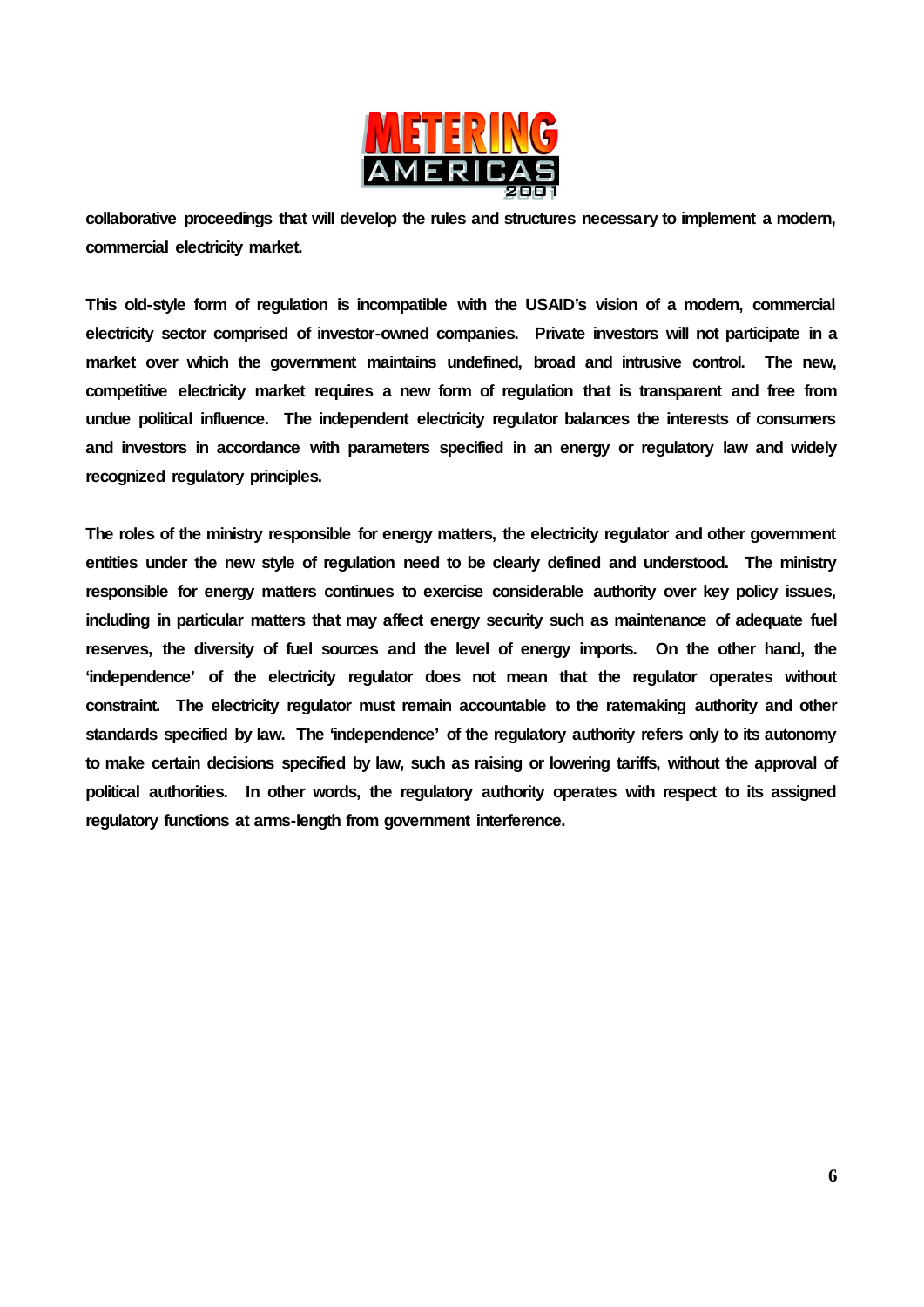collaborative proceedings that will develop the rules and structures necessary to implement a modern, commercial electricity market.

This old-style form of regulation is incompatible with the USAID's vision of a modern, commercial electricity sector comprised of investor-owned companies. Private investors will not participate in a market over which the government maintains undefined, broad and intrusive control. The new, competitive electricity market requires a new form of regulation that is transparent and free from undue political influence. The independent electricity regulator balances the interests of consumers and investors in accordance with parameters specified in an energy or regulatory law and widely recognized regulatory principles.

The roles of the ministry responsible for energy matters, the electricity regulator and other government entities under the new style of regulation need to be clearly defined and understood. The ministry responsible for energy matters continues to exercise considerable authority over key policy issues, including in particular matters that may affect energy security such as maintenance of adequate fuel reserves, the diversity of fuel sources and the level of energy imports. On the other hand, the 'independence' of the electricity regulator does not mean that the regulator operates without constraint. The electricity regulator must remain accountable to the ratemaking authority and other standards specified by law. The 'independence' of the regulatory authority refers only to its autonomy to make certain decisions specified by law, such as raising or lowering tariffs, without the approval of political authorities. In other words, the regulatory authority operates with respect to its assigned regulatory functions at arms-length from government interference.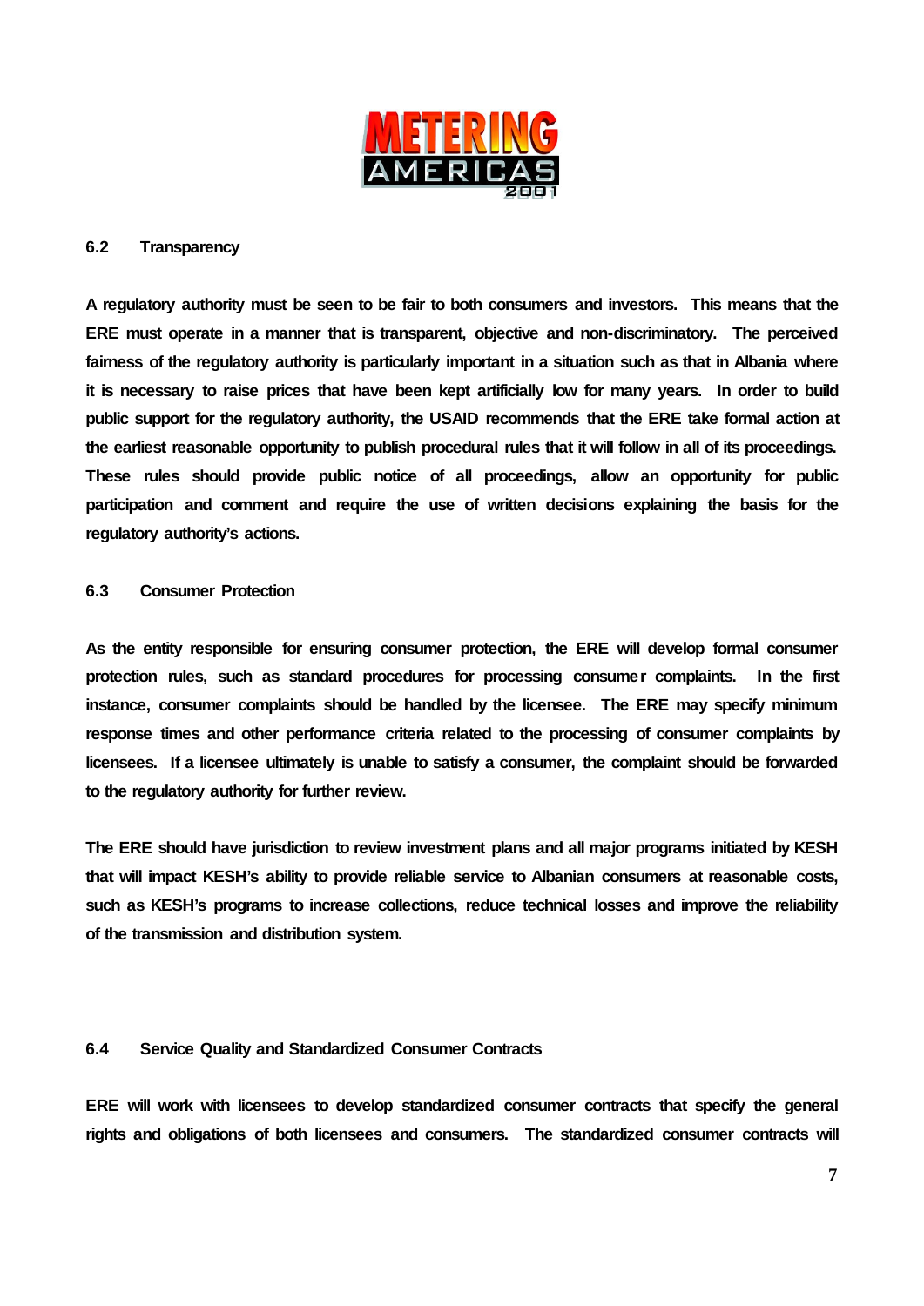### 6.2 Transparency

A regulatory authority must be seen to be fair to both consumers and investors. This means that the ERE must operate in a manner that is transparent, objective and non-discriminatory. The perceived fairness of the regulatory authority is particularly important in a situation such as that in Albania where it is necessary to raise prices that have been kept artificially low for many years. In order to build public support for the regulatory authority, the USAID recommends that the ERE take formal action at the earliest reasonable opportunity to publish procedural rules that it will follow in all of its proceedings. These rules should provide public notice of all proceedings, allow an opportunity for public participation and comment and require the use of written decisions explaining the basis for the regulatory authority's actions.

### 6.3 Consumer Protection

As the entity responsible for ensuring consumer protection, the ERE will develop formal consumer protection rules, such as standard procedures for processing consumer complaints. In the first instance, consumer complaints should be handled by the licensee. The ERE may specify minimum response times and other performance criteria related to the processing of consumer complaints by licensees. If a licensee ultimately is unable to satisfy a consumer, the complaint should be forwarded to the regulatory authority for further review.

The ERE should have jurisdiction to review investment plans and all major programs initiated by KESH that will impact KESH's ability to provide reliable service to Albanian consumers at reasonable costs, such as KESH's programs to increase collections, reduce technical losses and improve the reliability of the transmission and distribution system.

### 6.4 Service Quality and Standardized Consumer Contracts

ERE will work with licensees to develop standardized consumer contracts that specify the general rights and obligations of both licensees and consumers. The standardized consumer contracts will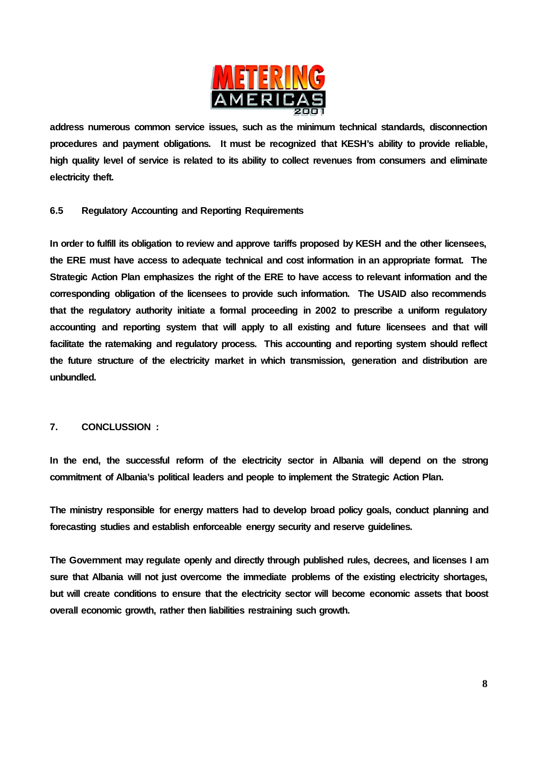address numerous common service issues, such as the minimum technical standards, disconnection procedures and payment obligations. It must be recognized that KESH's ability to provide reliable, high quality level of service is related to its ability to collect revenues from consumers and eliminate electricity theft.

### 6.5 Regulatory Accounting and Reporting Requirements

In order to fulfill its obligation to review and approve tariffs proposed by KESH and the other licensees, the ERE must have access to adequate technical and cost information in an appropriate format. The Strategic Action Plan emphasizes the right of the ERE to have access to relevant information and the corresponding obligation of the licensees to provide such information. The USAID also recommends that the regulatory authority initiate a formal proceeding in 2002 to prescribe a uniform regulatory accounting and reporting system that will apply to all existing and future licensees and that will facilitate the ratemaking and regulatory process. This accounting and reporting system should reflect the future structure of the electricity market in which transmission, generation and distribution are unbundled.

## 7. CONCLUSSION :

In the end, the successful reform of the electricity sector in Albania will depend on the strong commitment of Albania's political leaders and people to implement the Strategic Action Plan.

The ministry responsible for energy matters had to develop broad policy goals, conduct planning and forecasting studies and establish enforceable energy security and reserve guidelines.

The Government may regulate openly and directly through published rules, decrees, and licenses I am sure that Albania will not just overcome the immediate problems of the existing electricity shortages, but will create conditions to ensure that the electricity sector will become economic assets that boost overall economic growth, rather then liabilities restraining such growth.